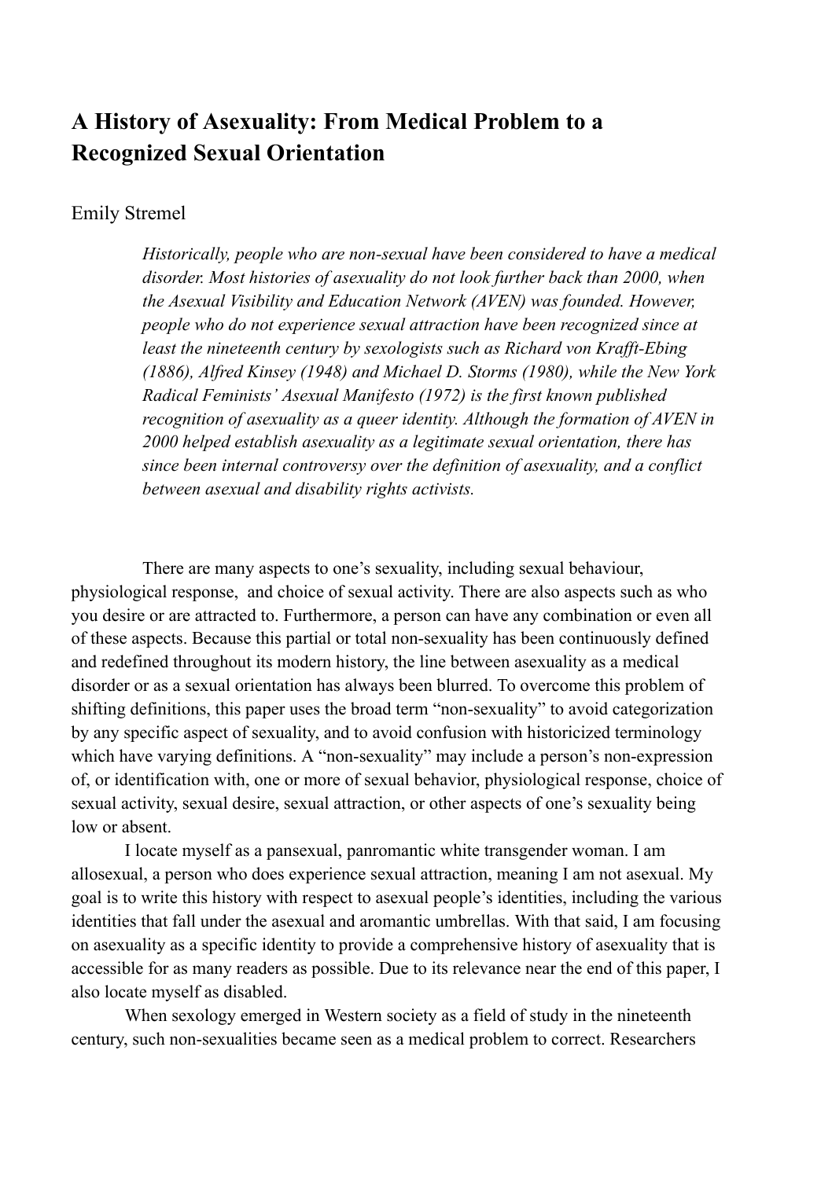# A History of Asexuality: From Medical Problem to a Recognized Sexual Orientation

Emily Stremel

> *Historically, people who are non-sexual have been considered to have a medical disorder. Most histories of asexuality do not look further back than 2000, when the Asexual Visibility and Education Network (AVEN) was founded. However, people who do not experience sexual attraction have been recognized since at least the nineteenth century by sexologists such as Richard von Krafft-Ebing (1886), Alfred Kinsey (1948) and Michael D. Storms (1980), while the New York Radical Feminists' Asexual Manifesto (1972) is the first known published recognition of asexuality as a queer identity. Although the formation of AVEN in 2000 helped establish asexuality as a legitimate sexual orientation, there has since been internal controversy over the definition of asexuality, and a conflict between asexual and disability rights activists.*

There are many aspects to one's sexuality, including sexual behaviour, physiological response, and choice of sexual activity. There are also aspects such as who you desire or are attracted to. Furthermore, a person can have any combination or even all of these aspects. Because this partial or total non-sexuality has been continuously defined and redefined throughout its modern history, the line between asexuality as a medical disorder or as a sexual orientation has always been blurred. To overcome this problem of shifting definitions, this paper uses the broad term "non-sexuality" to avoid categorization by any specific aspect of sexuality, and to avoid confusion with historicized terminology which have varying definitions. A "non-sexuality" may include a person's non-expression of, or identification with, one or more of sexual behavior, physiological response, choice of sexual activity, sexual desire, sexual attraction, or other aspects of one's sexuality being low or absent.

I locate myself as a pansexual, panromantic white transgender woman. I am allosexual, a person who does experience sexual attraction, meaning I am not asexual. My goal is to write this history with respect to asexual people's identities, including the various identities that fall under the asexual and aromantic umbrellas. With that said, I am focusing on asexuality as a specific identity to provide a comprehensive history of asexuality that is accessible for as many readers as possible. Due to its relevance near the end of this paper, I also locate myself as disabled.

When sexology emerged in Western society as a field of study in the nineteenth century, such non-sexualities became seen as a medical problem to correct. Researchers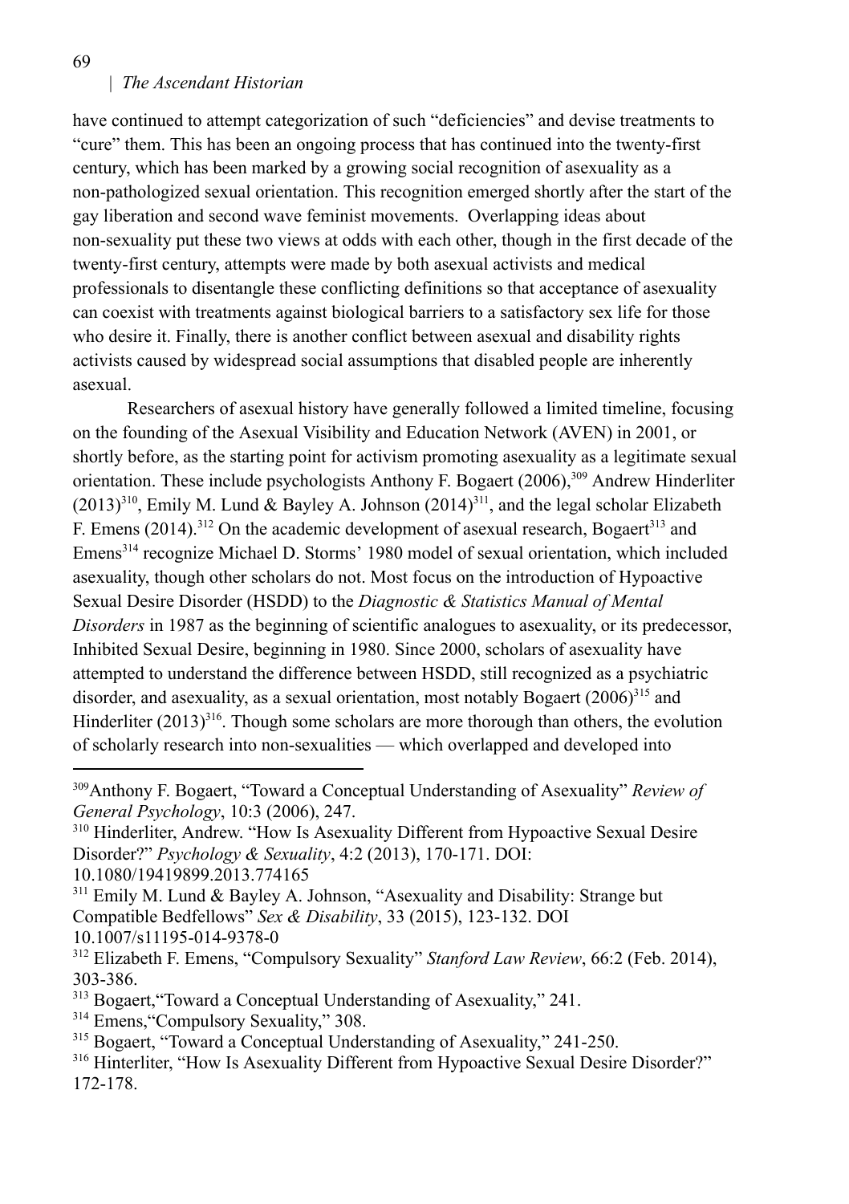have continued to attempt categorization of such "deficiencies" and devise treatments to "cure" them. This has been an ongoing process that has continued into the twenty-first century, which has been marked by a growing social recognition of asexuality as a non-pathologized sexual orientation. This recognition emerged shortly after the start of the gay liberation and second wave feminist movements. Overlapping ideas about non-sexuality put these two views at odds with each other, though in the first decade of the twenty-first century, attempts were made by both asexual activists and medical professionals to disentangle these conflicting definitions so that acceptance of asexuality can coexist with treatments against biological barriers to a satisfactory sex life for those who desire it. Finally, there is another conflict between asexual and disability rights activists caused by widespread social assumptions that disabled people are inherently asexual.

Researchers of asexual history have generally followed a limited timeline, focusing on the founding of the Asexual Visibility and Education Network (AVEN) in 2001, or shortly before, as the starting point for activism promoting asexuality as a legitimate sexual orientation. These include psychologists Anthony F. Bogaert (2006),[309] Andrew Hinderliter (2013)[310], Emily M. Lund & Bayley A. Johnson (2014)[311], and the legal scholar Elizabeth F. Emens (2014).[312] On the academic development of asexual research, Bogaert[313] and Emens[314] recognize Michael D. Storms' 1980 model of sexual orientation, which included asexuality, though other scholars do not. Most focus on the introduction of Hypoactive Sexual Desire Disorder (HSDD) to the *Diagnostic & Statistics Manual of Mental Disorders* in 1987 as the beginning of scientific analogues to asexuality, or its predecessor, Inhibited Sexual Desire, beginning in 1980. Since 2000, scholars of asexuality have attempted to understand the difference between HSDD, still recognized as a psychiatric disorder, and asexuality, as a sexual orientation, most notably Bogaert (2006)[315] and Hinderliter (2013)[316]. Though some scholars are more thorough than others, the evolution of scholarly research into non-sexualities — which overlapped and developed into

---

[309] Anthony F. Bogaert, "Toward a Conceptual Understanding of Asexuality" *Review of General Psychology*, 10:3 (2006), 247.

[310] Hinderliter, Andrew. "How Is Asexuality Different from Hypoactive Sexual Desire Disorder?" *Psychology & Sexuality*, 4:2 (2013), 170-171. DOI: 10.1080/19419899.2013.774165

[311] Emily M. Lund & Bayley A. Johnson, "Asexuality and Disability: Strange but Compatible Bedfellows" *Sex & Disability*, 33 (2015), 123-132. DOI 10.1007/s11195-014-9378-0

[312] Elizabeth F. Emens, "Compulsory Sexuality" *Stanford Law Review*, 66:2 (Feb. 2014), 303-386.

[313] Bogaert,"Toward a Conceptual Understanding of Asexuality," 241.

[314] Emens,"Compulsory Sexuality," 308.

[315] Bogaert, "Toward a Conceptual Understanding of Asexuality," 241-250.

[316] Hinterliter, "How Is Asexuality Different from Hypoactive Sexual Desire Disorder?" 172-178.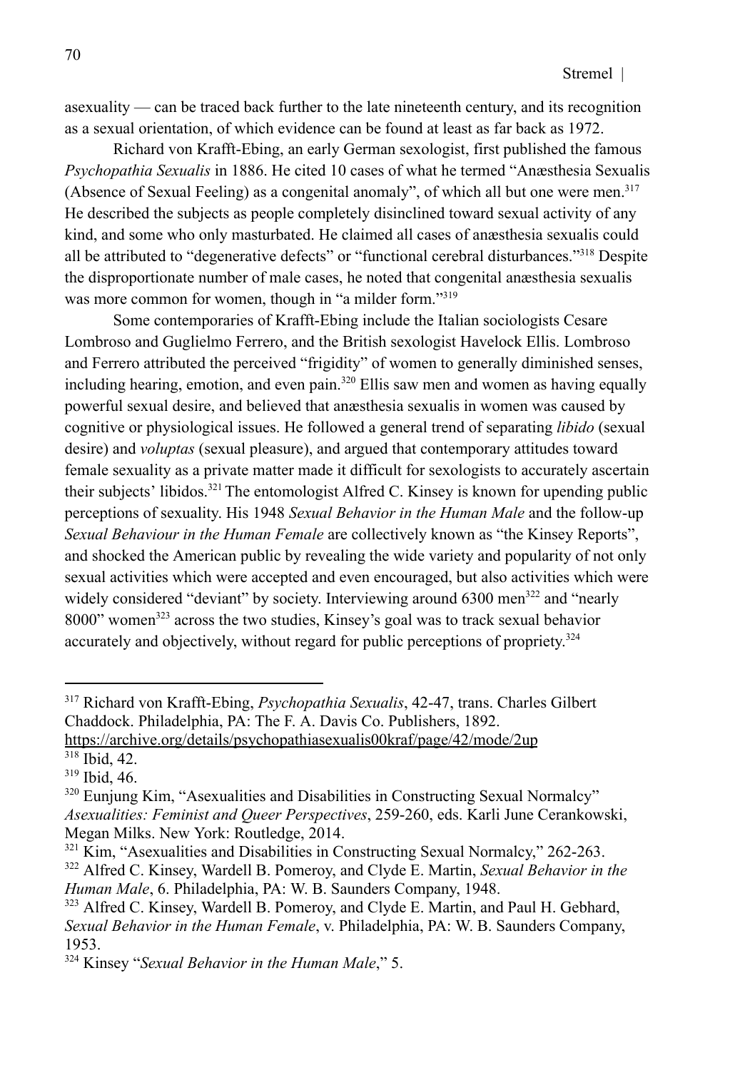asexuality — can be traced back further to the late nineteenth century, and its recognition as a sexual orientation, of which evidence can be found at least as far back as 1972.

Richard von Krafft-Ebing, an early German sexologist, first published the famous *Psychopathia Sexualis* in 1886. He cited 10 cases of what he termed "Anæsthesia Sexualis (Absence of Sexual Feeling) as a congenital anomaly", of which all but one were men.[317] He described the subjects as people completely disinclined toward sexual activity of any kind, and some who only masturbated. He claimed all cases of anæsthesia sexualis could all be attributed to "degenerative defects" or "functional cerebral disturbances."[318] Despite the disproportionate number of male cases, he noted that congenital anæsthesia sexualis was more common for women, though in "a milder form."[319]

Some contemporaries of Krafft-Ebing include the Italian sociologists Cesare Lombroso and Guglielmo Ferrero, and the British sexologist Havelock Ellis. Lombroso and Ferrero attributed the perceived "frigidity" of women to generally diminished senses, including hearing, emotion, and even pain.[320] Ellis saw men and women as having equally powerful sexual desire, and believed that anæsthesia sexualis in women was caused by cognitive or physiological issues. He followed a general trend of separating *libido* (sexual desire) and *voluptas* (sexual pleasure), and argued that contemporary attitudes toward female sexuality as a private matter made it difficult for sexologists to accurately ascertain their subjects' libidos.[321] The entomologist Alfred C. Kinsey is known for upending public perceptions of sexuality. His 1948 *Sexual Behavior in the Human Male* and the follow-up *Sexual Behaviour in the Human Female* are collectively known as "the Kinsey Reports", and shocked the American public by revealing the wide variety and popularity of not only sexual activities which were accepted and even encouraged, but also activities which were widely considered "deviant" by society. Interviewing around 6300 men[322] and "nearly 8000" women[323] across the two studies, Kinsey's goal was to track sexual behavior accurately and objectively, without regard for public perceptions of propriety.[324]

---

[317] Richard von Krafft-Ebing, *Psychopathia Sexualis*, 42-47, trans. Charles Gilbert Chaddock. Philadelphia, PA: The F. A. Davis Co. Publishers, 1892. https://archive.org/details/psychopathiasexualis00kraf/page/42/mode/2up

[318] Ibid, 42.

[319] Ibid, 46.

[320] Eunjung Kim, "Asexualities and Disabilities in Constructing Sexual Normalcy" *Asexualities: Feminist and Queer Perspectives*, 259-260, eds. Karli June Cerankowski, Megan Milks. New York: Routledge, 2014.

[321] Kim, "Asexualities and Disabilities in Constructing Sexual Normalcy," 262-263.

[322] Alfred C. Kinsey, Wardell B. Pomeroy, and Clyde E. Martin, *Sexual Behavior in the Human Male*, 6. Philadelphia, PA: W. B. Saunders Company, 1948.

[323] Alfred C. Kinsey, Wardell B. Pomeroy, and Clyde E. Martin, and Paul H. Gebhard, *Sexual Behavior in the Human Female*, v. Philadelphia, PA: W. B. Saunders Company, 1953.

[324] Kinsey "*Sexual Behavior in the Human Male*," 5.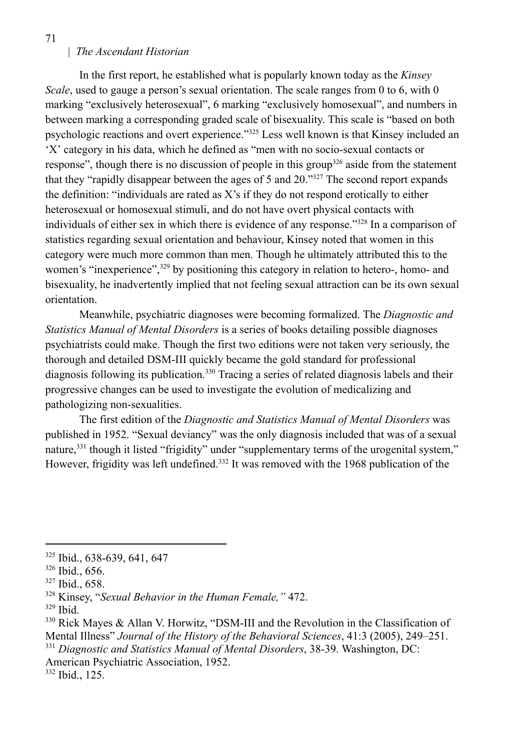In the first report, he established what is popularly known today as the *Kinsey Scale*, used to gauge a person's sexual orientation. The scale ranges from 0 to 6, with 0 marking "exclusively heterosexual", 6 marking "exclusively homosexual", and numbers in between marking a corresponding graded scale of bisexuality. This scale is "based on both psychologic reactions and overt experience."[325] Less well known is that Kinsey included an 'X' category in his data, which he defined as "men with no socio-sexual contacts or response", though there is no discussion of people in this group[326] aside from the statement that they "rapidly disappear between the ages of 5 and 20."[327] The second report expands the definition: "individuals are rated as X's if they do not respond erotically to either heterosexual or homosexual stimuli, and do not have overt physical contacts with individuals of either sex in which there is evidence of any response."[328] In a comparison of statistics regarding sexual orientation and behaviour, Kinsey noted that women in this category were much more common than men. Though he ultimately attributed this to the women's "inexperience",[329] by positioning this category in relation to hetero-, homo- and bisexuality, he inadvertently implied that not feeling sexual attraction can be its own sexual orientation.

Meanwhile, psychiatric diagnoses were becoming formalized. The *Diagnostic and Statistics Manual of Mental Disorders* is a series of books detailing possible diagnoses psychiatrists could make. Though the first two editions were not taken very seriously, the thorough and detailed DSM-III quickly became the gold standard for professional diagnosis following its publication.[330] Tracing a series of related diagnosis labels and their progressive changes can be used to investigate the evolution of medicalizing and pathologizing non-sexualities.

The first edition of the *Diagnostic and Statistics Manual of Mental Disorders* was published in 1952. "Sexual deviancy" was the only diagnosis included that was of a sexual nature,[331] though it listed "frigidity" under "supplementary terms of the urogenital system," However, frigidity was left undefined.[332] It was removed with the 1968 publication of the

---

[325] Ibid., 638-639, 641, 647

[326] Ibid., 656.

[327] Ibid., 658.

[328] Kinsey, "*Sexual Behavior in the Human Female,"* 472.

[329] Ibid.

[330] Rick Mayes & Allan V. Horwitz, "DSM-III and the Revolution in the Classification of Mental Illness" *Journal of the History of the Behavioral Sciences*, 41:3 (2005), 249–251.

[331] *Diagnostic and Statistics Manual of Mental Disorders*, 38-39. Washington, DC: American Psychiatric Association, 1952.

[332] Ibid., 125.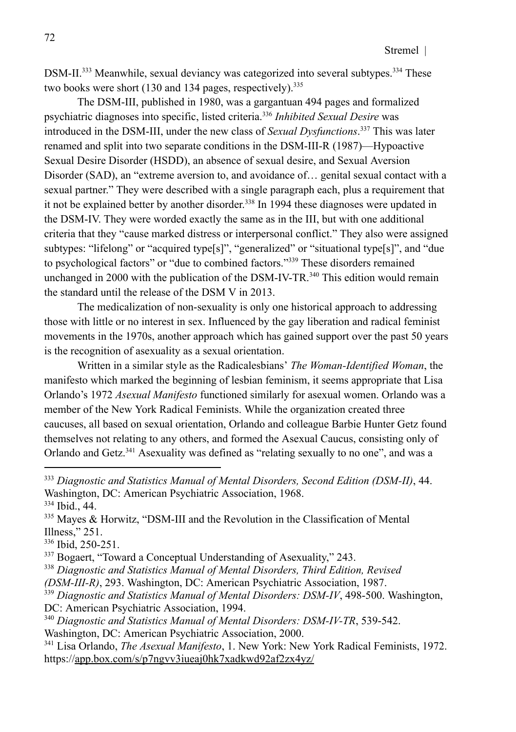DSM-II.[333] Meanwhile, sexual deviancy was categorized into several subtypes.[334] These two books were short (130 and 134 pages, respectively).[335]

The DSM-III, published in 1980, was a gargantuan 494 pages and formalized psychiatric diagnoses into specific, listed criteria.[336] *Inhibited Sexual Desire* was introduced in the DSM-III, under the new class of *Sexual Dysfunctions*.[337] This was later renamed and split into two separate conditions in the DSM-III-R (1987)—Hypoactive Sexual Desire Disorder (HSDD), an absence of sexual desire, and Sexual Aversion Disorder (SAD), an "extreme aversion to, and avoidance of… genital sexual contact with a sexual partner." They were described with a single paragraph each, plus a requirement that it not be explained better by another disorder.[338] In 1994 these diagnoses were updated in the DSM-IV. They were worded exactly the same as in the III, but with one additional criteria that they "cause marked distress or interpersonal conflict." They also were assigned subtypes: "lifelong" or "acquired type[s]", "generalized" or "situational type[s]", and "due to psychological factors" or "due to combined factors."[339] These disorders remained unchanged in 2000 with the publication of the DSM-IV-TR.[340] This edition would remain the standard until the release of the DSM V in 2013.

The medicalization of non-sexuality is only one historical approach to addressing those with little or no interest in sex. Influenced by the gay liberation and radical feminist movements in the 1970s, another approach which has gained support over the past 50 years is the recognition of asexuality as a sexual orientation.

Written in a similar style as the Radicalesbians' *The Woman-Identified Woman*, the manifesto which marked the beginning of lesbian feminism, it seems appropriate that Lisa Orlando's 1972 *Asexual Manifesto* functioned similarly for asexual women. Orlando was a member of the New York Radical Feminists. While the organization created three caucuses, all based on sexual orientation, Orlando and colleague Barbie Hunter Getz found themselves not relating to any others, and formed the Asexual Caucus, consisting only of Orlando and Getz.[341] Asexuality was defined as "relating sexually to no one", and was a

---

[333] *Diagnostic and Statistics Manual of Mental Disorders, Second Edition (DSM-II)*, 44. Washington, DC: American Psychiatric Association, 1968.

[334] Ibid., 44.

[335] Mayes & Horwitz, "DSM-III and the Revolution in the Classification of Mental Illness," 251.

[336] Ibid, 250-251.

[337] Bogaert, "Toward a Conceptual Understanding of Asexuality," 243.

[338] *Diagnostic and Statistics Manual of Mental Disorders, Third Edition, Revised (DSM-III-R)*, 293. Washington, DC: American Psychiatric Association, 1987.

[339] *Diagnostic and Statistics Manual of Mental Disorders: DSM-IV*, 498-500. Washington, DC: American Psychiatric Association, 1994.

[340] *Diagnostic and Statistics Manual of Mental Disorders: DSM-IV-TR*, 539-542. Washington, DC: American Psychiatric Association, 2000.

[341] Lisa Orlando, *The Asexual Manifesto*, 1. New York: New York Radical Feminists, 1972. https://app.box.com/s/p7ngvv3iueaj0hk7xadkwd92af2zx4yz/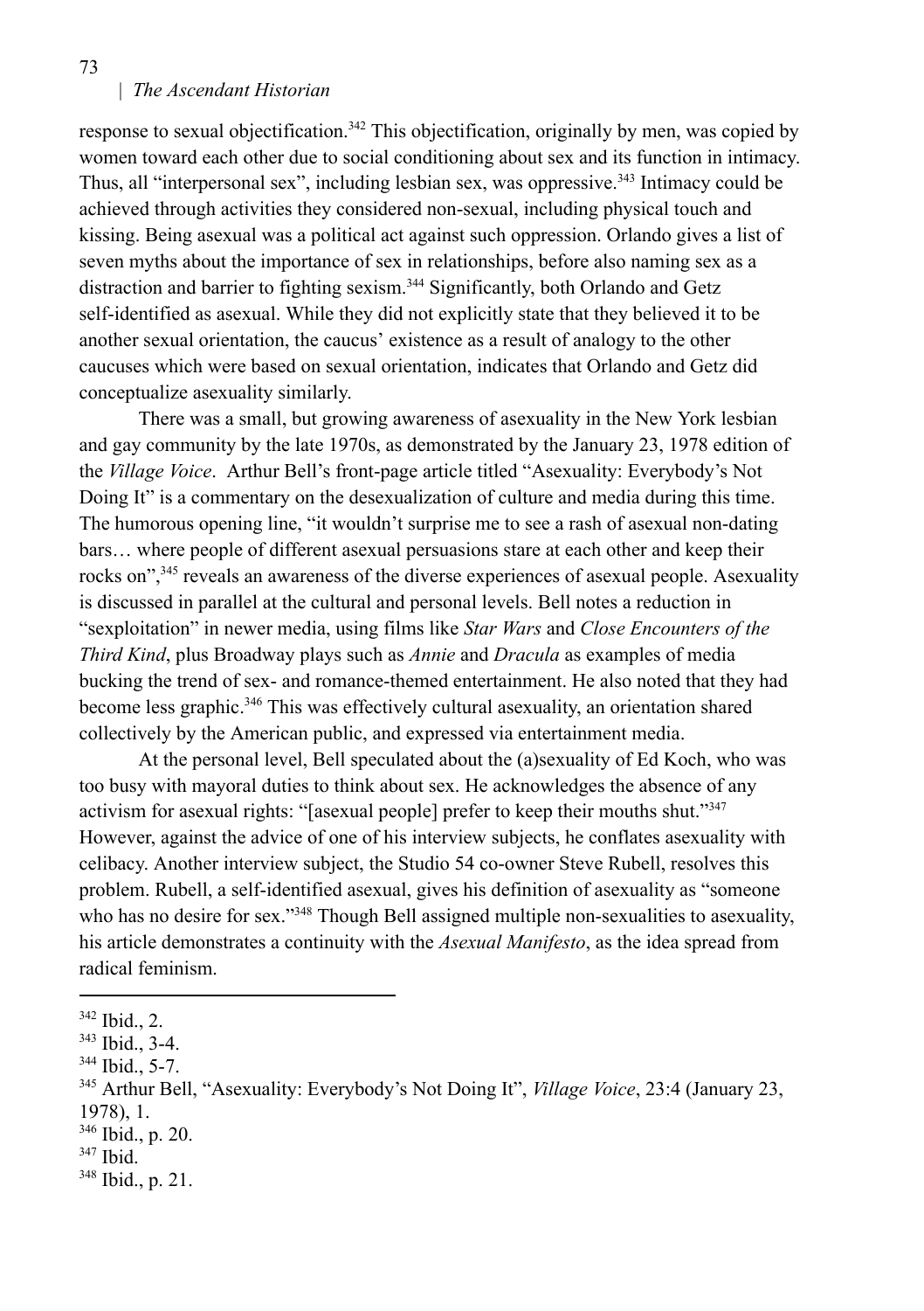response to sexual objectification.[342] This objectification, originally by men, was copied by women toward each other due to social conditioning about sex and its function in intimacy. Thus, all "interpersonal sex", including lesbian sex, was oppressive.[343] Intimacy could be achieved through activities they considered non-sexual, including physical touch and kissing. Being asexual was a political act against such oppression. Orlando gives a list of seven myths about the importance of sex in relationships, before also naming sex as a distraction and barrier to fighting sexism.[344] Significantly, both Orlando and Getz self-identified as asexual. While they did not explicitly state that they believed it to be another sexual orientation, the caucus' existence as a result of analogy to the other caucuses which were based on sexual orientation, indicates that Orlando and Getz did conceptualize asexuality similarly.

There was a small, but growing awareness of asexuality in the New York lesbian and gay community by the late 1970s, as demonstrated by the January 23, 1978 edition of the *Village Voice*. Arthur Bell's front-page article titled "Asexuality: Everybody's Not Doing It" is a commentary on the desexualization of culture and media during this time. The humorous opening line, "it wouldn't surprise me to see a rash of asexual non-dating bars… where people of different asexual persuasions stare at each other and keep their rocks on",[345] reveals an awareness of the diverse experiences of asexual people. Asexuality is discussed in parallel at the cultural and personal levels. Bell notes a reduction in "sexploitation" in newer media, using films like *Star Wars* and *Close Encounters of the Third Kind*, plus Broadway plays such as *Annie* and *Dracula* as examples of media bucking the trend of sex- and romance-themed entertainment. He also noted that they had become less graphic.[346] This was effectively cultural asexuality, an orientation shared collectively by the American public, and expressed via entertainment media.

At the personal level, Bell speculated about the (a)sexuality of Ed Koch, who was too busy with mayoral duties to think about sex. He acknowledges the absence of any activism for asexual rights: "[asexual people] prefer to keep their mouths shut."[347] However, against the advice of one of his interview subjects, he conflates asexuality with celibacy. Another interview subject, the Studio 54 co-owner Steve Rubell, resolves this problem. Rubell, a self-identified asexual, gives his definition of asexuality as "someone who has no desire for sex."[348] Though Bell assigned multiple non-sexualities to asexuality, his article demonstrates a continuity with the *Asexual Manifesto*, as the idea spread from radical feminism.

---

[342] Ibid., 2.

[343] Ibid., 3-4.

[344] Ibid., 5-7.

[345] Arthur Bell, "Asexuality: Everybody's Not Doing It", *Village Voice*, 23:4 (January 23, 1978), 1.

[346] Ibid., p. 20.

[347] Ibid.

[348] Ibid., p. 21.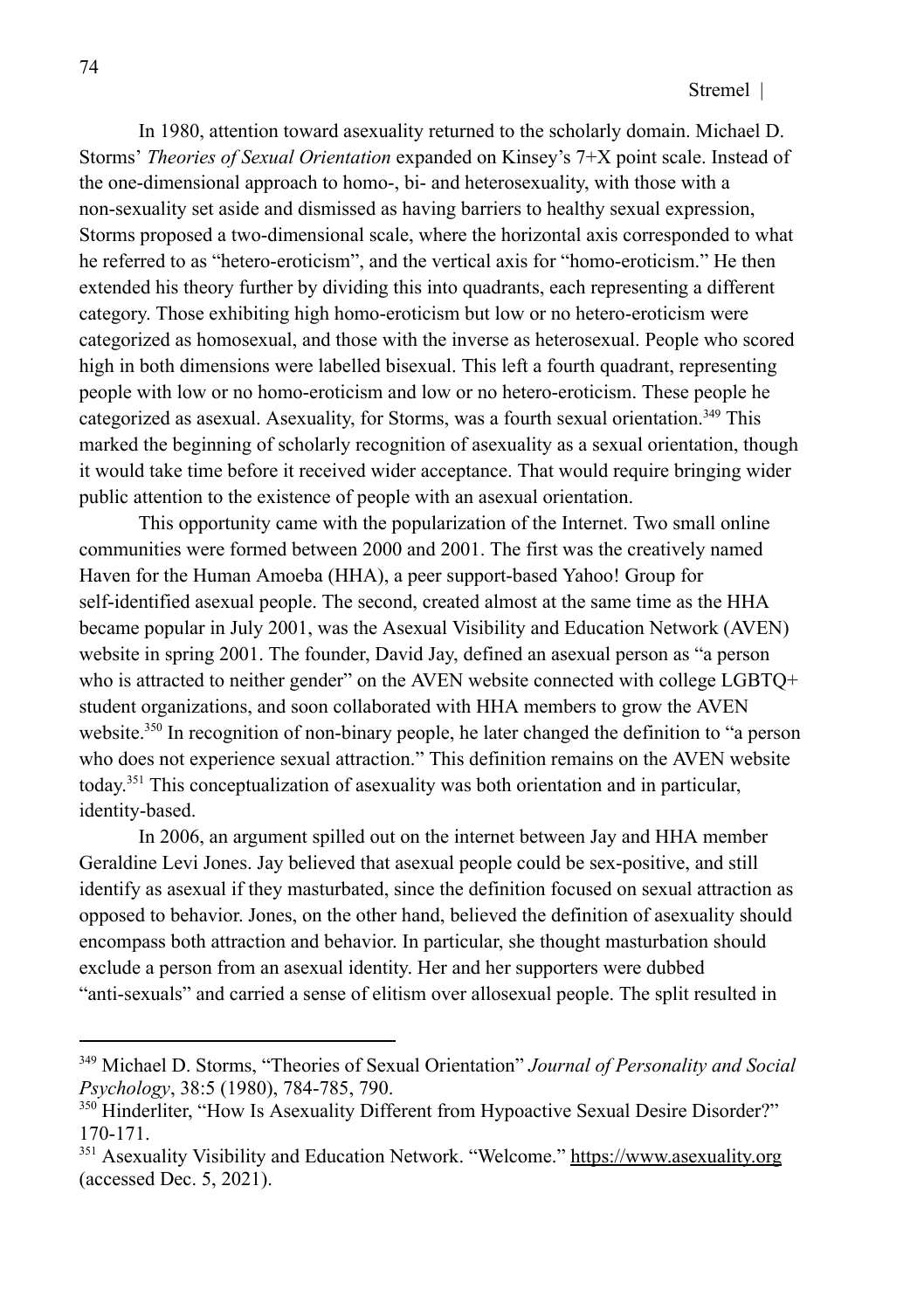In 1980, attention toward asexuality returned to the scholarly domain. Michael D. Storms' *Theories of Sexual Orientation* expanded on Kinsey's 7+X point scale. Instead of the one-dimensional approach to homo-, bi- and heterosexuality, with those with a non-sexuality set aside and dismissed as having barriers to healthy sexual expression, Storms proposed a two-dimensional scale, where the horizontal axis corresponded to what he referred to as "hetero-eroticism", and the vertical axis for "homo-eroticism." He then extended his theory further by dividing this into quadrants, each representing a different category. Those exhibiting high homo-eroticism but low or no hetero-eroticism were categorized as homosexual, and those with the inverse as heterosexual. People who scored high in both dimensions were labelled bisexual. This left a fourth quadrant, representing people with low or no homo-eroticism and low or no hetero-eroticism. These people he categorized as asexual. Asexuality, for Storms, was a fourth sexual orientation.[349] This marked the beginning of scholarly recognition of asexuality as a sexual orientation, though it would take time before it received wider acceptance. That would require bringing wider public attention to the existence of people with an asexual orientation.

This opportunity came with the popularization of the Internet. Two small online communities were formed between 2000 and 2001. The first was the creatively named Haven for the Human Amoeba (HHA), a peer support-based Yahoo! Group for self-identified asexual people. The second, created almost at the same time as the HHA became popular in July 2001, was the Asexual Visibility and Education Network (AVEN) website in spring 2001. The founder, David Jay, defined an asexual person as "a person who is attracted to neither gender" on the AVEN website connected with college LGBTQ+ student organizations, and soon collaborated with HHA members to grow the AVEN website.[350] In recognition of non-binary people, he later changed the definition to "a person who does not experience sexual attraction." This definition remains on the AVEN website today.[351] This conceptualization of asexuality was both orientation and in particular, identity-based.

In 2006, an argument spilled out on the internet between Jay and HHA member Geraldine Levi Jones. Jay believed that asexual people could be sex-positive, and still identify as asexual if they masturbated, since the definition focused on sexual attraction as opposed to behavior. Jones, on the other hand, believed the definition of asexuality should encompass both attraction and behavior. In particular, she thought masturbation should exclude a person from an asexual identity. Her and her supporters were dubbed "anti-sexuals" and carried a sense of elitism over allosexual people. The split resulted in

---

[349] Michael D. Storms, "Theories of Sexual Orientation" *Journal of Personality and Social Psychology*, 38:5 (1980), 784-785, 790.

[350] Hinderliter, "How Is Asexuality Different from Hypoactive Sexual Desire Disorder?" 170-171.

[351] Asexuality Visibility and Education Network. "Welcome." https://www.asexuality.org (accessed Dec. 5, 2021).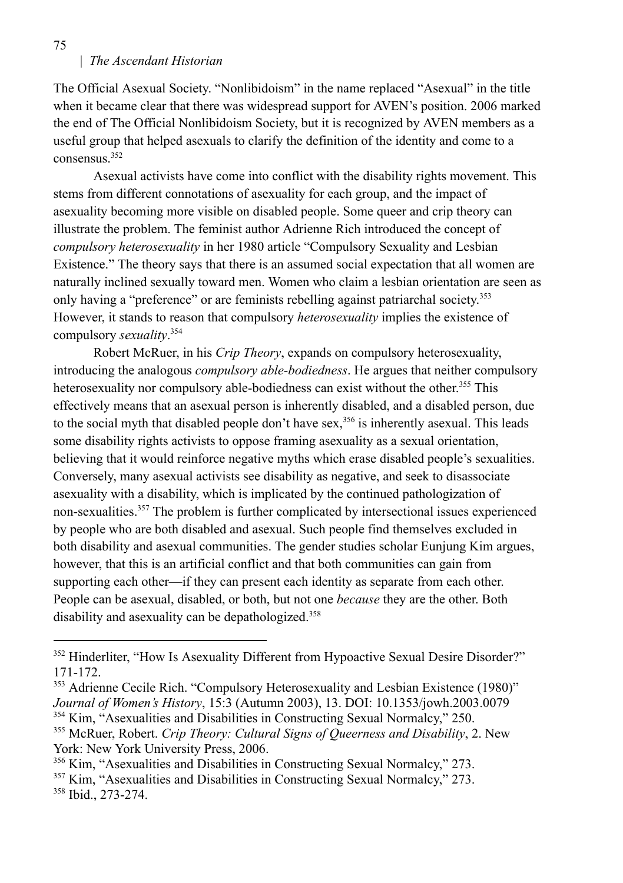The Official Asexual Society. "Nonlibidoism" in the name replaced "Asexual" in the title when it became clear that there was widespread support for AVEN's position. 2006 marked the end of The Official Nonlibidoism Society, but it is recognized by AVEN members as a useful group that helped asexuals to clarify the definition of the identity and come to a consensus.[352]

Asexual activists have come into conflict with the disability rights movement. This stems from different connotations of asexuality for each group, and the impact of asexuality becoming more visible on disabled people. Some queer and crip theory can illustrate the problem. The feminist author Adrienne Rich introduced the concept of *compulsory heterosexuality* in her 1980 article "Compulsory Sexuality and Lesbian Existence." The theory says that there is an assumed social expectation that all women are naturally inclined sexually toward men. Women who claim a lesbian orientation are seen as only having a "preference" or are feminists rebelling against patriarchal society.[353] However, it stands to reason that compulsory *heterosexuality* implies the existence of compulsory *sexuality*.[354]

Robert McRuer, in his *Crip Theory*, expands on compulsory heterosexuality, introducing the analogous *compulsory able-bodiedness*. He argues that neither compulsory heterosexuality nor compulsory able-bodiedness can exist without the other.[355] This effectively means that an asexual person is inherently disabled, and a disabled person, due to the social myth that disabled people don't have sex,[356] is inherently asexual. This leads some disability rights activists to oppose framing asexuality as a sexual orientation, believing that it would reinforce negative myths which erase disabled people's sexualities. Conversely, many asexual activists see disability as negative, and seek to disassociate asexuality with a disability, which is implicated by the continued pathologization of non-sexualities.[357] The problem is further complicated by intersectional issues experienced by people who are both disabled and asexual. Such people find themselves excluded in both disability and asexual communities. The gender studies scholar Eunjung Kim argues, however, that this is an artificial conflict and that both communities can gain from supporting each other—if they can present each identity as separate from each other. People can be asexual, disabled, or both, but not one *because* they are the other. Both disability and asexuality can be depathologized.[358]

---

[352] Hinderliter, "How Is Asexuality Different from Hypoactive Sexual Desire Disorder?" 171-172.

[353] Adrienne Cecile Rich. "Compulsory Heterosexuality and Lesbian Existence (1980)" *Journal of Women's History*, 15:3 (Autumn 2003), 13. DOI: 10.1353/jowh.2003.0079

[354] Kim, "Asexualities and Disabilities in Constructing Sexual Normalcy," 250.

[355] McRuer, Robert. *Crip Theory: Cultural Signs of Queerness and Disability*, 2. New York: New York University Press, 2006.

[356] Kim, "Asexualities and Disabilities in Constructing Sexual Normalcy," 273.

[357] Kim, "Asexualities and Disabilities in Constructing Sexual Normalcy," 273.

[358] Ibid., 273-274.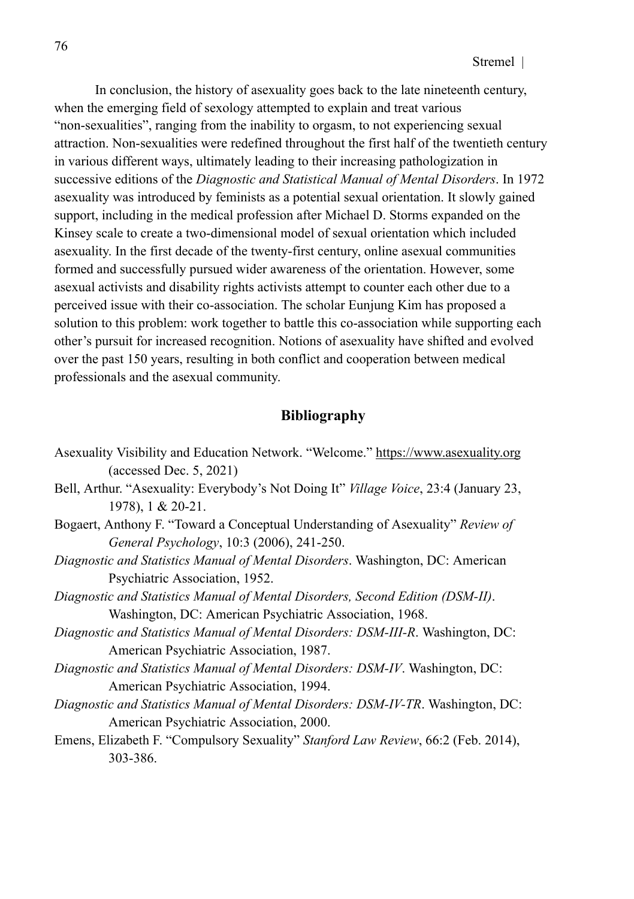In conclusion, the history of asexuality goes back to the late nineteenth century, when the emerging field of sexology attempted to explain and treat various "non-sexualities", ranging from the inability to orgasm, to not experiencing sexual attraction. Non-sexualities were redefined throughout the first half of the twentieth century in various different ways, ultimately leading to their increasing pathologization in successive editions of the *Diagnostic and Statistical Manual of Mental Disorders*. In 1972 asexuality was introduced by feminists as a potential sexual orientation. It slowly gained support, including in the medical profession after Michael D. Storms expanded on the Kinsey scale to create a two-dimensional model of sexual orientation which included asexuality. In the first decade of the twenty-first century, online asexual communities formed and successfully pursued wider awareness of the orientation. However, some asexual activists and disability rights activists attempt to counter each other due to a perceived issue with their co-association. The scholar Eunjung Kim has proposed a solution to this problem: work together to battle this co-association while supporting each other's pursuit for increased recognition. Notions of asexuality have shifted and evolved over the past 150 years, resulting in both conflict and cooperation between medical professionals and the asexual community.

## Bibliography

Asexuality Visibility and Education Network. "Welcome." https://www.asexuality.org (accessed Dec. 5, 2021)

Bell, Arthur. "Asexuality: Everybody's Not Doing It" *Village Voice*, 23:4 (January 23, 1978), 1 & 20-21.

Bogaert, Anthony F. "Toward a Conceptual Understanding of Asexuality" *Review of General Psychology*, 10:3 (2006), 241-250.

*Diagnostic and Statistics Manual of Mental Disorders*. Washington, DC: American Psychiatric Association, 1952.

*Diagnostic and Statistics Manual of Mental Disorders, Second Edition (DSM-II)*. Washington, DC: American Psychiatric Association, 1968.

*Diagnostic and Statistics Manual of Mental Disorders: DSM-III-R*. Washington, DC: American Psychiatric Association, 1987.

*Diagnostic and Statistics Manual of Mental Disorders: DSM-IV*. Washington, DC: American Psychiatric Association, 1994.

*Diagnostic and Statistics Manual of Mental Disorders: DSM-IV-TR*. Washington, DC: American Psychiatric Association, 2000.

Emens, Elizabeth F. "Compulsory Sexuality" *Stanford Law Review*, 66:2 (Feb. 2014), 303-386.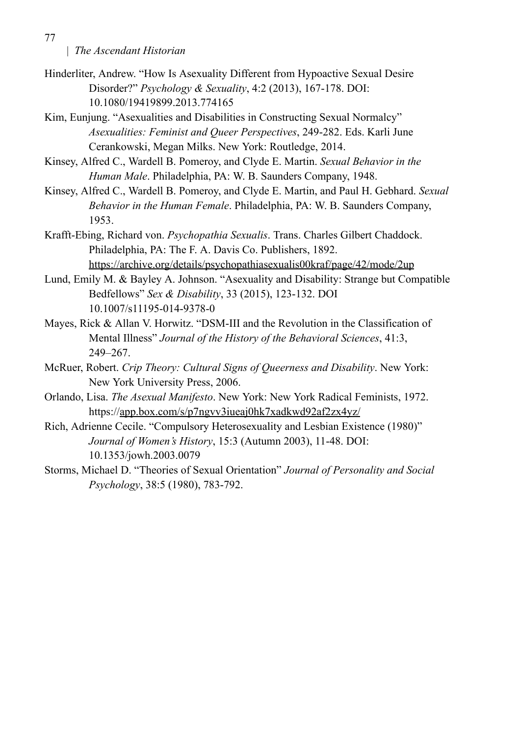Hinderliter, Andrew. "How Is Asexuality Different from Hypoactive Sexual Desire Disorder?" *Psychology & Sexuality*, 4:2 (2013), 167-178. DOI: 10.1080/19419899.2013.774165

Kim, Eunjung. "Asexualities and Disabilities in Constructing Sexual Normalcy" *Asexualities: Feminist and Queer Perspectives*, 249-282. Eds. Karli June Cerankowski, Megan Milks. New York: Routledge, 2014.

Kinsey, Alfred C., Wardell B. Pomeroy, and Clyde E. Martin. *Sexual Behavior in the Human Male*. Philadelphia, PA: W. B. Saunders Company, 1948.

Kinsey, Alfred C., Wardell B. Pomeroy, and Clyde E. Martin, and Paul H. Gebhard. *Sexual Behavior in the Human Female*. Philadelphia, PA: W. B. Saunders Company, 1953.

Krafft-Ebing, Richard von. *Psychopathia Sexualis*. Trans. Charles Gilbert Chaddock. Philadelphia, PA: The F. A. Davis Co. Publishers, 1892. https://archive.org/details/psychopathiasexualis00kraf/page/42/mode/2up

Lund, Emily M. & Bayley A. Johnson. "Asexuality and Disability: Strange but Compatible Bedfellows" *Sex & Disability*, 33 (2015), 123-132. DOI 10.1007/s11195-014-9378-0

Mayes, Rick & Allan V. Horwitz. "DSM-III and the Revolution in the Classification of Mental Illness" *Journal of the History of the Behavioral Sciences*, 41:3, 249–267.

McRuer, Robert. *Crip Theory: Cultural Signs of Queerness and Disability*. New York: New York University Press, 2006.

Orlando, Lisa. *The Asexual Manifesto*. New York: New York Radical Feminists, 1972. https://app.box.com/s/p7ngvv3iueaj0hk7xadkwd92af2zx4yz/

Rich, Adrienne Cecile. "Compulsory Heterosexuality and Lesbian Existence (1980)" *Journal of Women's History*, 15:3 (Autumn 2003), 11-48. DOI: 10.1353/jowh.2003.0079

Storms, Michael D. "Theories of Sexual Orientation" *Journal of Personality and Social Psychology*, 38:5 (1980), 783-792.